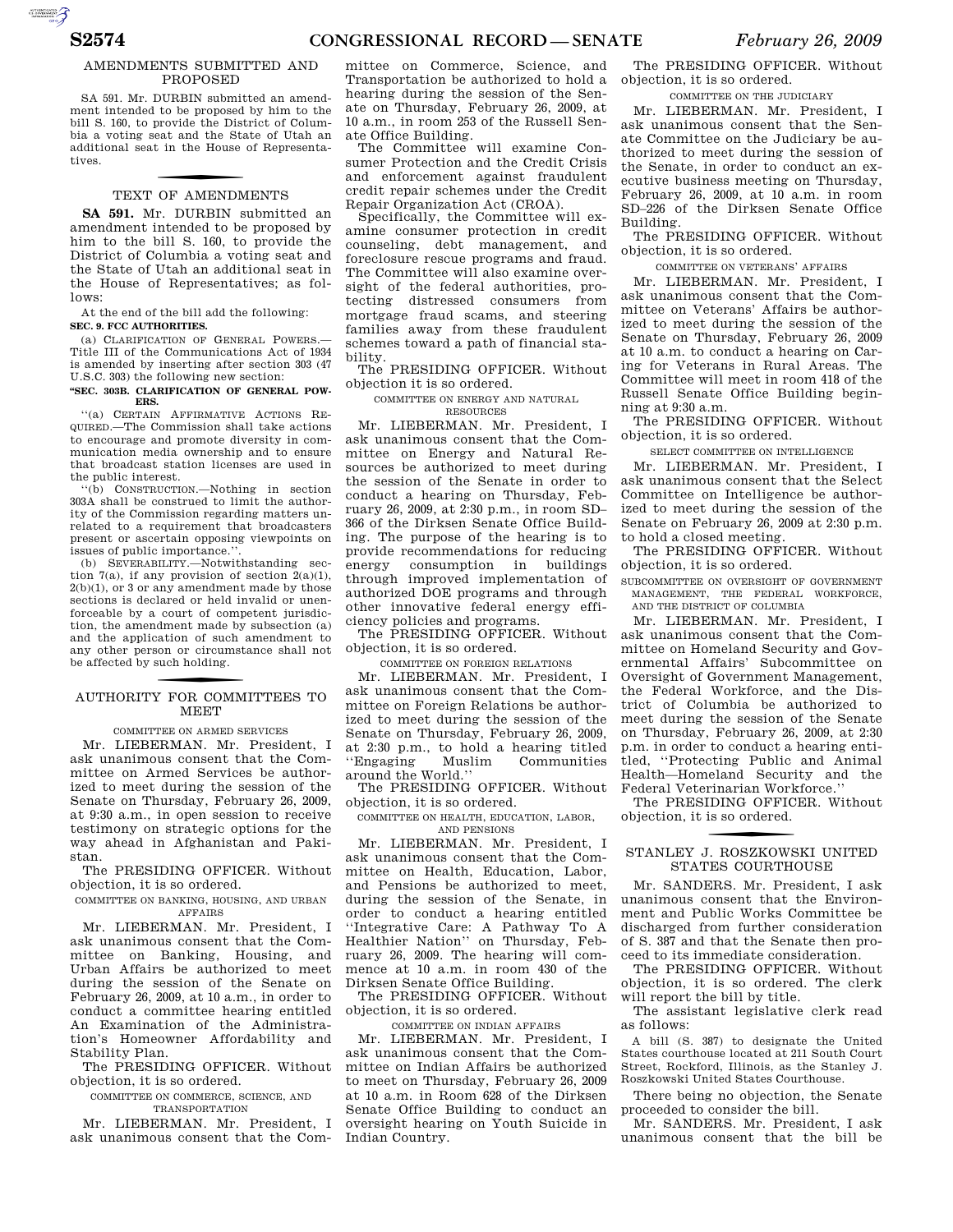## AMENDMENTS SUBMITTED AND PROPOSED

SA 591. Mr. DURBIN submitted an amendment intended to be proposed by him to the bill S. 160, to provide the District of Columbia a voting seat and the State of Utah an additional seat in the House of Representatives.

## TEXT OF AMENDMENTS

**SA 591.** Mr. DURBIN submitted an amendment intended to be proposed by him to the bill S. 160, to provide the District of Columbia a voting seat and the State of Utah an additional seat in the House of Representatives; as follows:

At the end of the bill add the following:

**SEC. 9. FCC AUTHORITIES.**

(a) CLARIFICATION OF GENERAL POWERS.—Title III of the Communications Act of 1934 is amended by inserting after section 303 (47 U.S.C. 303) the following new section:

**''SEC. 303B. CLARIFICATION OF GENERAL POWERS.**

''(a) CERTAIN AFFIRMATIVE ACTIONS REQUIRED.—The Commission shall take actions to encourage and promote diversity in communication media ownership and to ensure that broadcast station licenses are used in the public interest.

''(b) CONSTRUCTION.—Nothing in section 303A shall be construed to limit the authority of the Commission regarding matters unrelated to a requirement that broadcasters present or ascertain opposing viewpoints on issues of public importance.''.

(b) SEVERABILITY.—Notwithstanding section 7(a), if any provision of section 2(a)(1), 2(b)(1), or 3 or any amendment made by those sections is declared or held invalid or unenforceable by a court of competent jurisdiction, the amendment made by subsection (a) and the application of such amendment to any other person or circumstance shall not be affected by such holding.

## AUTHORITY FOR COMMITTEES TO MEET

COMMITTEE ON ARMED SERVICES

Mr. LIEBERMAN. Mr. President, I ask unanimous consent that the Committee on Armed Services be authorized to meet during the session of the Senate on Thursday, February 26, 2009, at 9:30 a.m., in open session to receive testimony on strategic options for the way ahead in Afghanistan and Pakistan.

The PRESIDING OFFICER. Without objection, it is so ordered.

COMMITTEE ON BANKING, HOUSING, AND URBAN AFFAIRS

Mr. LIEBERMAN. Mr. President, I ask unanimous consent that the Committee on Banking, Housing, and Urban Affairs be authorized to meet during the session of the Senate on February 26, 2009, at 10 a.m., in order to conduct a committee hearing entitled An Examination of the Administration's Homeowner Affordability and Stability Plan.

The PRESIDING OFFICER. Without objection, it is so ordered.

COMMITTEE ON COMMERCE, SCIENCE, AND TRANSPORTATION

Mr. LIEBERMAN. Mr. President, I ask unanimous consent that the Committee on Commerce, Science, and Transportation be authorized to hold a hearing during the session of the Senate on Thursday, February 26, 2009, at 10 a.m., in room 253 of the Russell Senate Office Building.

The Committee will examine Consumer Protection and the Credit Crisis and enforcement against fraudulent credit repair schemes under the Credit Repair Organization Act (CROA).

Specifically, the Committee will examine consumer protection in credit counseling, debt management, and foreclosure rescue programs and fraud. The Committee will also examine oversight of the federal authorities, protecting distressed consumers from mortgage fraud scams, and steering families away from these fraudulent schemes toward a path of financial stability.

The PRESIDING OFFICER. Without objection it is so ordered.

COMMITTEE ON ENERGY AND NATURAL RESOURCES

Mr. LIEBERMAN. Mr. President, I ask unanimous consent that the Committee on Energy and Natural Resources be authorized to meet during the session of the Senate in order to conduct a hearing on Thursday, February 26, 2009, at 2:30 p.m., in room SD–366 of the Dirksen Senate Office Building. The purpose of the hearing is to provide recommendations for reducing energy consumption in buildings through improved implementation of authorized DOE programs and through other innovative federal energy efficiency policies and programs.

The PRESIDING OFFICER. Without objection, it is so ordered.

COMMITTEE ON FOREIGN RELATIONS

Mr. LIEBERMAN. Mr. President, I ask unanimous consent that the Committee on Foreign Relations be authorized to meet during the session of the Senate on Thursday, February 26, 2009, at 2:30 p.m., to hold a hearing titled ''Engaging Muslim Communities around the World.''

The PRESIDING OFFICER. Without objection, it is so ordered.

COMMITTEE ON HEALTH, EDUCATION, LABOR, AND PENSIONS

Mr. LIEBERMAN. Mr. President, I ask unanimous consent that the Committee on Health, Education, Labor, and Pensions be authorized to meet, during the session of the Senate, in order to conduct a hearing entitled ''Integrative Care: A Pathway To A Healthier Nation'' on Thursday, February 26, 2009. The hearing will commence at 10 a.m. in room 430 of the Dirksen Senate Office Building.

The PRESIDING OFFICER. Without objection, it is so ordered.

COMMITTEE ON INDIAN AFFAIRS

Mr. LIEBERMAN. Mr. President, I ask unanimous consent that the Committee on Indian Affairs be authorized to meet on Thursday, February 26, 2009 at 10 a.m. in Room 628 of the Dirksen Senate Office Building to conduct an oversight hearing on Youth Suicide in Indian Country.

The PRESIDING OFFICER. Without objection, it is so ordered.

COMMITTEE ON THE JUDICIARY

Mr. LIEBERMAN. Mr. President, I ask unanimous consent that the Senate Committee on the Judiciary be authorized to meet during the session of the Senate, in order to conduct an executive business meeting on Thursday, February 26, 2009, at 10 a.m. in room SD–226 of the Dirksen Senate Office Building.

The PRESIDING OFFICER. Without objection, it is so ordered.

COMMITTEE ON VETERANS' AFFAIRS

Mr. LIEBERMAN. Mr. President, I ask unanimous consent that the Committee on Veterans' Affairs be authorized to meet during the session of the Senate on Thursday, February 26, 2009 at 10 a.m. to conduct a hearing on Caring for Veterans in Rural Areas. The Committee will meet in room 418 of the Russell Senate Office Building beginning at 9:30 a.m.

The PRESIDING OFFICER. Without objection, it is so ordered.

SELECT COMMITTEE ON INTELLIGENCE

Mr. LIEBERMAN. Mr. President, I ask unanimous consent that the Select Committee on Intelligence be authorized to meet during the session of the Senate on February 26, 2009 at 2:30 p.m. to hold a closed meeting.

The PRESIDING OFFICER. Without objection, it is so ordered.

SUBCOMMITTEE ON OVERSIGHT OF GOVERNMENT MANAGEMENT, THE FEDERAL WORKFORCE, AND THE DISTRICT OF COLUMBIA

Mr. LIEBERMAN. Mr. President, I ask unanimous consent that the Committee on Homeland Security and Governmental Affairs' Subcommittee on Oversight of Government Management, the Federal Workforce, and the District of Columbia be authorized to meet during the session of the Senate on Thursday, February 26, 2009, at 2:30 p.m. in order to conduct a hearing entitled, ''Protecting Public and Animal Health—Homeland Security and the Federal Veterinarian Workforce.''

The PRESIDING OFFICER. Without objection, it is so ordered.

## STANLEY J. ROSZKOWSKI UNITED STATES COURTHOUSE

Mr. SANDERS. Mr. President, I ask unanimous consent that the Environment and Public Works Committee be discharged from further consideration of S. 387 and that the Senate then proceed to its immediate consideration.

The PRESIDING OFFICER. Without objection, it is so ordered. The clerk will report the bill by title.

The assistant legislative clerk read as follows:

A bill (S. 387) to designate the United States courthouse located at 211 South Court Street, Rockford, Illinois, as the Stanley J. Roszkowski United States Courthouse.

There being no objection, the Senate proceeded to consider the bill.

Mr. SANDERS. Mr. President, I ask unanimous consent that the bill be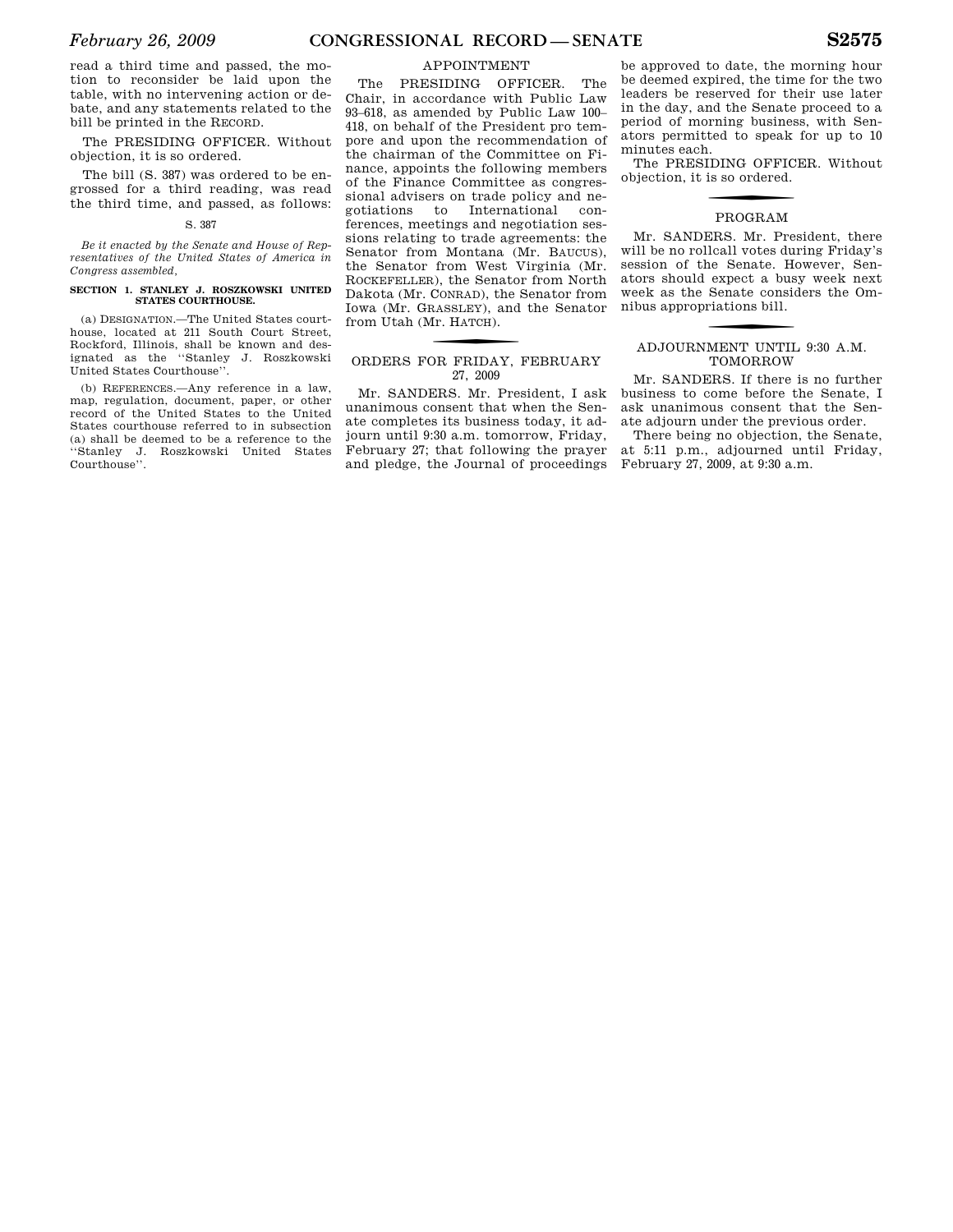read a third time and passed, the motion to reconsider be laid upon the table, with no intervening action or debate, and any statements related to the bill be printed in the RECORD.

The PRESIDING OFFICER. Without objection, it is so ordered.

The bill (S. 387) was ordered to be engrossed for a third reading, was read the third time, and passed, as follows:

S. 387

*Be it enacted by the Senate and House of Representatives of the United States of America in Congress assembled,*

**SECTION 1. STANLEY J. ROSZKOWSKI UNITED STATES COURTHOUSE.**

(a) DESIGNATION.—The United States courthouse, located at 211 South Court Street, Rockford, Illinois, shall be known and designated as the ''Stanley J. Roszkowski United States Courthouse''.

(b) REFERENCES.—Any reference in a law, map, regulation, document, paper, or other record of the United States to the United States courthouse referred to in subsection (a) shall be deemed to be a reference to the ''Stanley J. Roszkowski United States Courthouse''.

## APPOINTMENT

The PRESIDING OFFICER. The Chair, in accordance with Public Law 93–618, as amended by Public Law 100–418, on behalf of the President pro tempore and upon the recommendation of the chairman of the Committee on Finance, appoints the following members of the Finance Committee as congressional advisers on trade policy and negotiations to International conferences, meetings and negotiation sessions relating to trade agreements: the Senator from Montana (Mr. BAUCUS), the Senator from West Virginia (Mr. ROCKEFELLER), the Senator from North Dakota (Mr. CONRAD), the Senator from Iowa (Mr. GRASSLEY), and the Senator from Utah (Mr. HATCH).

## ORDERS FOR FRIDAY, FEBRUARY 27, 2009

Mr. SANDERS. Mr. President, I ask unanimous consent that when the Senate completes its business today, it adjourn until 9:30 a.m. tomorrow, Friday, February 27; that following the prayer and pledge, the Journal of proceedings be approved to date, the morning hour be deemed expired, the time for the two leaders be reserved for their use later in the day, and the Senate proceed to a period of morning business, with Senators permitted to speak for up to 10 minutes each.

The PRESIDING OFFICER. Without objection, it is so ordered.

## PROGRAM

Mr. SANDERS. Mr. President, there will be no rollcall votes during Friday's session of the Senate. However, Senators should expect a busy week next week as the Senate considers the Omnibus appropriations bill.

## ADJOURNMENT UNTIL 9:30 A.M. TOMORROW

Mr. SANDERS. If there is no further business to come before the Senate, I ask unanimous consent that the Senate adjourn under the previous order.

There being no objection, the Senate, at 5:11 p.m., adjourned until Friday, February 27, 2009, at 9:30 a.m.